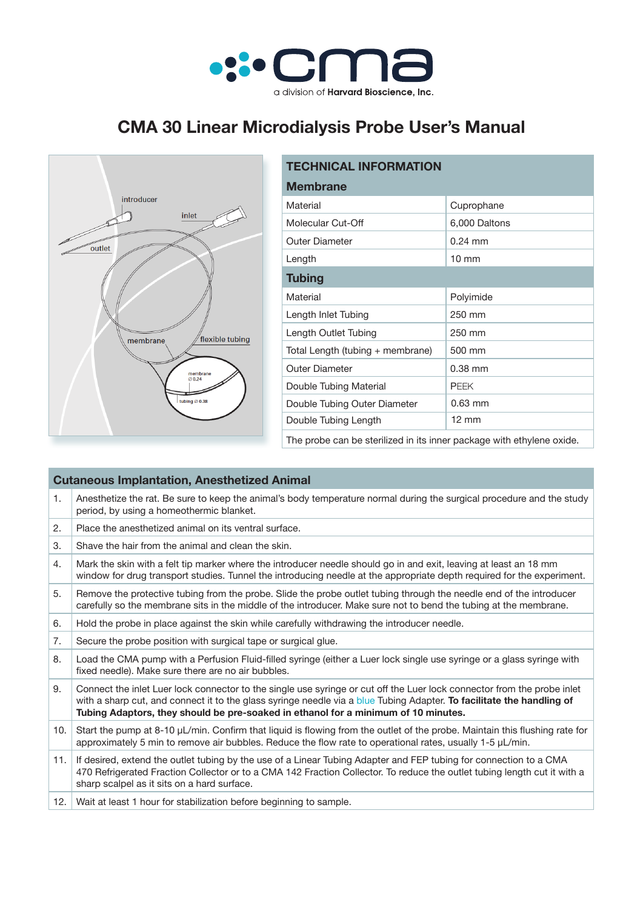# CMA 30 Linear Microdialysis Probe User's Manual

| TECHNICAL INFORMATION | |
|---|---|
| **Membrane** | |
| Material | Cuprophane |
| Molecular Cut-Off | 6,000 Daltons |
| Outer Diameter | 0.24 mm |
| Length | 10 mm |
| **Tubing** | |
| Material | Polyimide |
| Length Inlet Tubing | 250 mm |
| Length Outlet Tubing | 250 mm |
| Total Length (tubing + membrane) | 500 mm |
| Outer Diameter | 0.38 mm |
| Double Tubing Material | PEEK |
| Double Tubing Outer Diameter | 0.63 mm |
| Double Tubing Length | 12 mm |
| The probe can be sterilized in its inner package with ethylene oxide. | |

## Cutaneous Implantation, Anesthetized Animal

1. Anesthetize the rat. Be sure to keep the animal's body temperature normal during the surgical procedure and the study period, by using a homeothermic blanket.
2. Place the anesthetized animal on its ventral surface.
3. Shave the hair from the animal and clean the skin.
4. Mark the skin with a felt tip marker where the introducer needle should go in and exit, leaving at least an 18 mm window for drug transport studies. Tunnel the introducing needle at the appropriate depth required for the experiment.
5. Remove the protective tubing from the probe. Slide the probe outlet tubing through the needle end of the introducer carefully so the membrane sits in the middle of the introducer. Make sure not to bend the tubing at the membrane.
6. Hold the probe in place against the skin while carefully withdrawing the introducer needle.
7. Secure the probe position with surgical tape or surgical glue.
8. Load the CMA pump with a Perfusion Fluid-filled syringe (either a Luer lock single use syringe or a glass syringe with fixed needle). Make sure there are no air bubbles.
9. Connect the inlet Luer lock connector to the single use syringe or cut off the Luer lock connector from the probe inlet with a sharp cut, and connect it to the glass syringe needle via a blue Tubing Adapter. **To facilitate the handling of Tubing Adaptors, they should be pre-soaked in ethanol for a minimum of 10 minutes.**
10. Start the pump at 8-10 µL/min. Confirm that liquid is flowing from the outlet of the probe. Maintain this flushing rate for approximately 5 min to remove air bubbles. Reduce the flow rate to operational rates, usually 1-5 µL/min.
11. If desired, extend the outlet tubing by the use of a Linear Tubing Adapter and FEP tubing for connection to a CMA 470 Refrigerated Fraction Collector or to a CMA 142 Fraction Collector. To reduce the outlet tubing length cut it with a sharp scalpel as it sits on a hard surface.
12. Wait at least 1 hour for stabilization before beginning to sample.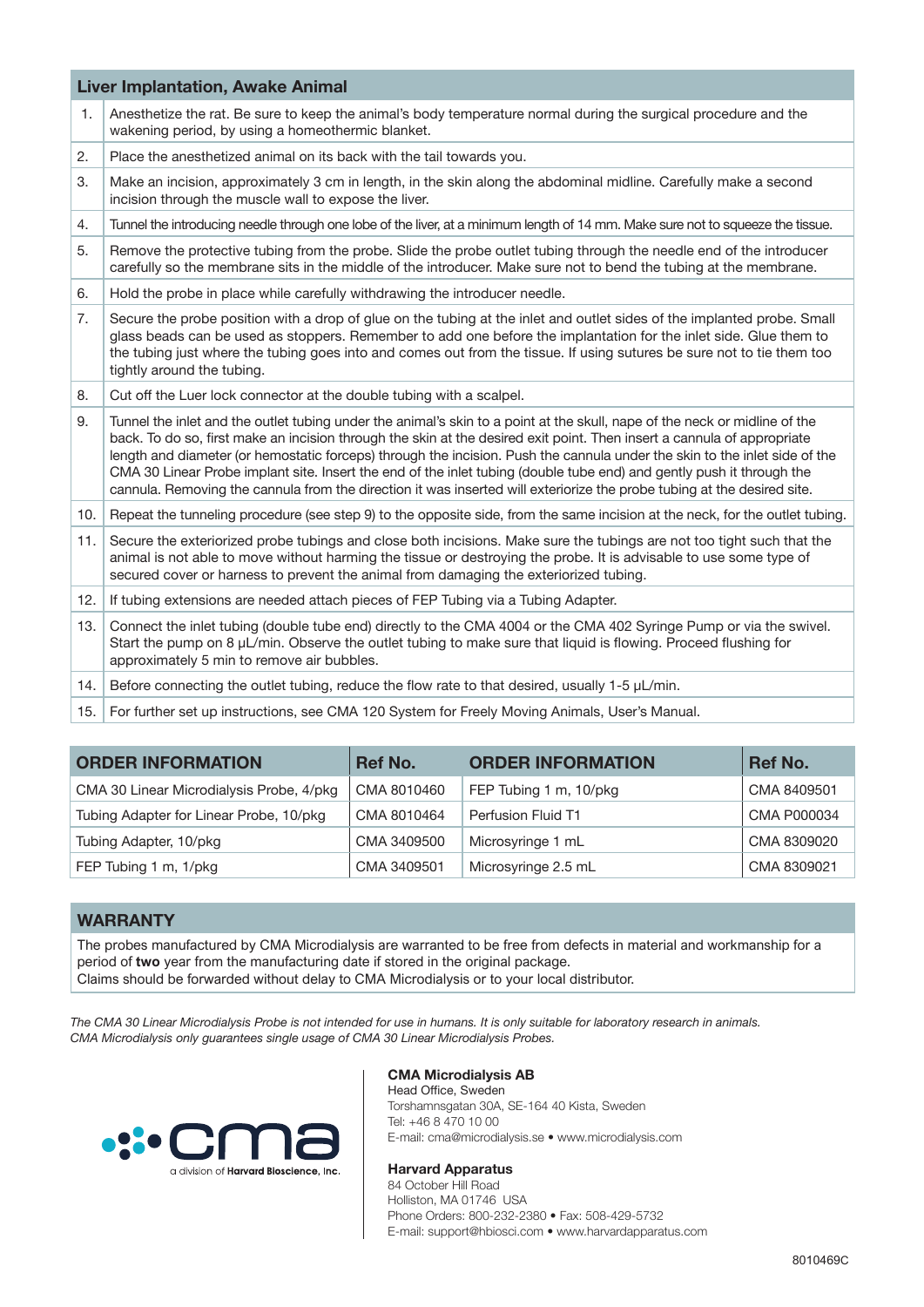## Liver Implantation, Awake Animal

| | |
|---|---|
| 1. | Anesthetize the rat. Be sure to keep the animal's body temperature normal during the surgical procedure and the wakening period, by using a homeothermic blanket. |
| 2. | Place the anesthetized animal on its back with the tail towards you. |
| 3. | Make an incision, approximately 3 cm in length, in the skin along the abdominal midline. Carefully make a second incision through the muscle wall to expose the liver. |
| 4. | Tunnel the introducing needle through one lobe of the liver, at a minimum length of 14 mm. Make sure not to squeeze the tissue. |
| 5. | Remove the protective tubing from the probe. Slide the probe outlet tubing through the needle end of the introducer carefully so the membrane sits in the middle of the introducer. Make sure not to bend the tubing at the membrane. |
| 6. | Hold the probe in place while carefully withdrawing the introducer needle. |
| 7. | Secure the probe position with a drop of glue on the tubing at the inlet and outlet sides of the implanted probe. Small glass beads can be used as stoppers. Remember to add one before the implantation for the inlet side. Glue them to the tubing just where the tubing goes into and comes out from the tissue. If using sutures be sure not to tie them too tightly around the tubing. |
| 8. | Cut off the Luer lock connector at the double tubing with a scalpel. |
| 9. | Tunnel the inlet and the outlet tubing under the animal's skin to a point at the skull, nape of the neck or midline of the back. To do so, first make an incision through the skin at the desired exit point. Then insert a cannula of appropriate length and diameter (or hemostatic forceps) through the incision. Push the cannula under the skin to the inlet side of the CMA 30 Linear Probe implant site. Insert the end of the inlet tubing (double tube end) and gently push it through the cannula. Removing the cannula from the direction it was inserted will exteriorize the probe tubing at the desired site. |
| 10. | Repeat the tunneling procedure (see step 9) to the opposite side, from the same incision at the neck, for the outlet tubing. |
| 11. | Secure the exteriorized probe tubings and close both incisions. Make sure the tubings are not too tight such that the animal is not able to move without harming the tissue or destroying the probe. It is advisable to use some type of secured cover or harness to prevent the animal from damaging the exteriorized tubing. |
| 12. | If tubing extensions are needed attach pieces of FEP Tubing via a Tubing Adapter. |
| 13. | Connect the inlet tubing (double tube end) directly to the CMA 4004 or the CMA 402 Syringe Pump or via the swivel. Start the pump on 8 µL/min. Observe the outlet tubing to make sure that liquid is flowing. Proceed flushing for approximately 5 min to remove air bubbles. |
| 14. | Before connecting the outlet tubing, reduce the flow rate to that desired, usually 1-5 µL/min. |
| 15. | For further set up instructions, see CMA 120 System for Freely Moving Animals, User's Manual. |

| ORDER INFORMATION | Ref No. | ORDER INFORMATION | Ref No. |
|---|---|---|---|
| CMA 30 Linear Microdialysis Probe, 4/pkg | CMA 8010460 | FEP Tubing 1 m, 10/pkg | CMA 8409501 |
| Tubing Adapter for Linear Probe, 10/pkg | CMA 8010464 | Perfusion Fluid T1 | CMA P000034 |
| Tubing Adapter, 10/pkg | CMA 3409500 | Microsyringe 1 mL | CMA 8309020 |
| FEP Tubing 1 m, 1/pkg | CMA 3409501 | Microsyringe 2.5 mL | CMA 8309021 |

## WARRANTY

The probes manufactured by CMA Microdialysis are warranted to be free from defects in material and workmanship for a period of **two** year from the manufacturing date if stored in the original package.
Claims should be forwarded without delay to CMA Microdialysis or to your local distributor.

*The CMA 30 Linear Microdialysis Probe is not intended for use in humans. It is only suitable for laboratory research in animals.*
*CMA Microdialysis only guarantees single usage of CMA 30 Linear Microdialysis Probes.*

cma
a division of **Harvard Bioscience, Inc.**

**CMA Microdialysis AB**
Head Office, Sweden
Torshamnsgatan 30A, SE-164 40 Kista, Sweden
Tel: +46 8 470 10 00
E-mail: cma@microdialysis.se • www.microdialysis.com

**Harvard Apparatus**
84 October Hill Road
Holliston, MA 01746 USA
Phone Orders: 800-232-2380 • Fax: 508-429-5732
E-mail: support@hbiosci.com • www.harvardapparatus.com

8010469C